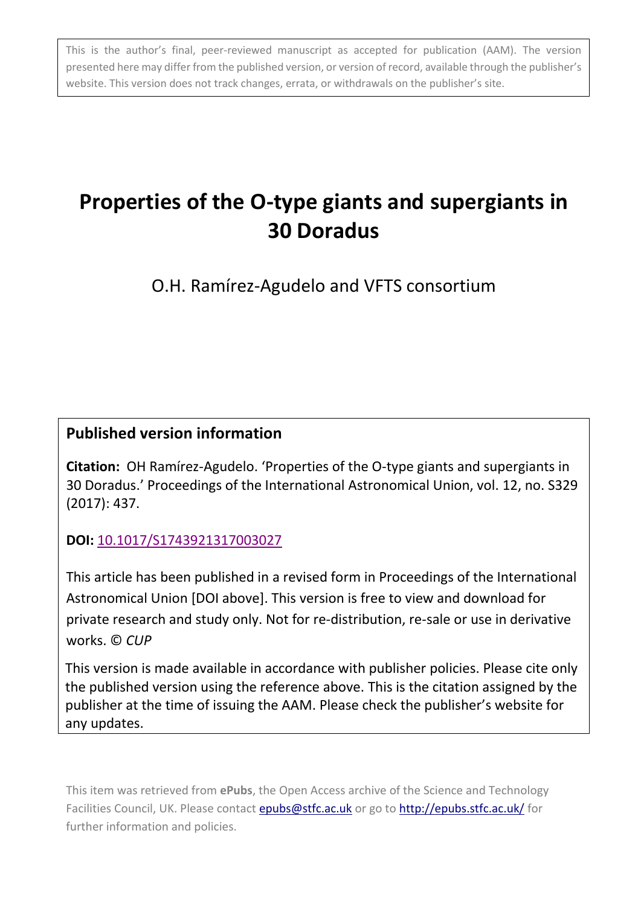This is the author's final, peer-reviewed manuscript as accepted for publication (AAM). The version presented here may differ from the published version, or version of record, available through the publisher's website. This version does not track changes, errata, or withdrawals on the publisher's site.

# Properties of the O-type giants and supergiants in 30 Doradus

O.H. Ramírez-Agudelo and VFTS consortium

## Published version information

**Citation:** OH Ramírez-Agudelo. 'Properties of the O-type giants and supergiants in 30 Doradus.' Proceedings of the International Astronomical Union, vol. 12, no. S329 (2017): 437.

**DOI:** [10.1017/S1743921317003027](https://doi.org/10.1017/S1743921317003027)

This article has been published in a revised form in Proceedings of the International Astronomical Union [DOI above]. This version is free to view and download for private research and study only. Not for re-distribution, re-sale or use in derivative works. © *CUP*

This version is made available in accordance with publisher policies. Please cite only the published version using the reference above. This is the citation assigned by the publisher at the time of issuing the AAM. Please check the publisher's website for any updates.

This item was retrieved from **ePubs**, the Open Access archive of the Science and Technology Facilities Council, UK. Please contact epubs@stfc.ac.uk or go to http://epubs.stfc.ac.uk/ for further information and policies.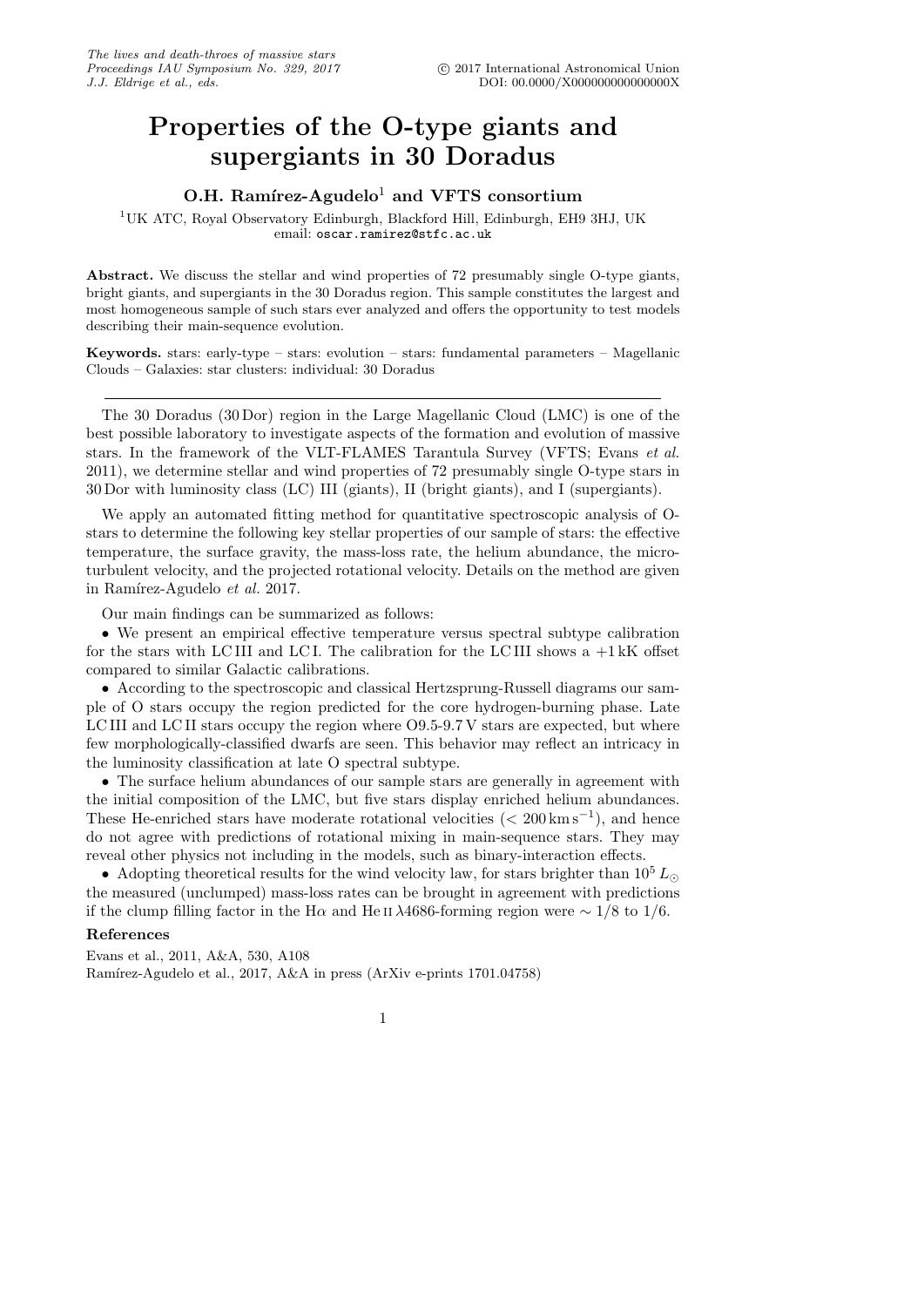# Properties of the O-type giants and supergiants in 30 Doradus

**O.H. Ramírez-Agudelo[1] and VFTS consortium**

[1]UK ATC, Royal Observatory Edinburgh, Blackford Hill, Edinburgh, EH9 3HJ, UK
email: oscar.ramirez@stfc.ac.uk

**Abstract.** We discuss the stellar and wind properties of 72 presumably single O-type giants, bright giants, and supergiants in the 30 Doradus region. This sample constitutes the largest and most homogeneous sample of such stars ever analyzed and offers the opportunity to test models describing their main-sequence evolution.

**Keywords.** stars: early-type – stars: evolution – stars: fundamental parameters – Magellanic Clouds – Galaxies: star clusters: individual: 30 Doradus

---

The 30 Doradus (30 Dor) region in the Large Magellanic Cloud (LMC) is one of the best possible laboratory to investigate aspects of the formation and evolution of massive stars. In the framework of the VLT-FLAMES Tarantula Survey (VFTS; Evans *et al.* 2011), we determine stellar and wind properties of 72 presumably single O-type stars in 30 Dor with luminosity class (LC) III (giants), II (bright giants), and I (supergiants).

We apply an automated fitting method for quantitative spectroscopic analysis of O-stars to determine the following key stellar properties of our sample of stars: the effective temperature, the surface gravity, the mass-loss rate, the helium abundance, the micro-turbulent velocity, and the projected rotational velocity. Details on the method are given in Ramírez-Agudelo *et al.* 2017.

Our main findings can be summarized as follows:

- We present an empirical effective temperature versus spectral subtype calibration for the stars with LC III and LC I. The calibration for the LC III shows a +1 kK offset compared to similar Galactic calibrations.
- According to the spectroscopic and classical Hertzsprung-Russell diagrams our sample of O stars occupy the region predicted for the core hydrogen-burning phase. Late LC III and LC II stars occupy the region where O9.5-9.7 V stars are expected, but where few morphologically-classified dwarfs are seen. This behavior may reflect an intricacy in the luminosity classification at late O spectral subtype.
- The surface helium abundances of our sample stars are generally in agreement with the initial composition of the LMC, but five stars display enriched helium abundances. These He-enriched stars have moderate rotational velocities ($< 200\,\mathrm{km\,s^{-1}}$), and hence do not agree with predictions of rotational mixing in main-sequence stars. They may reveal other physics not including in the models, such as binary-interaction effects.
- Adopting theoretical results for the wind velocity law, for stars brighter than $10^5\,L_\odot$ the measured (unclumped) mass-loss rates can be brought in agreement with predictions if the clump filling factor in the H$\alpha$ and He II $\lambda$4686-forming region were $\sim 1/8$ to $1/6$.

### References

Evans et al., 2011, A&A, 530, A108

Ramírez-Agudelo et al., 2017, A&A in press (ArXiv e-prints 1701.04758)